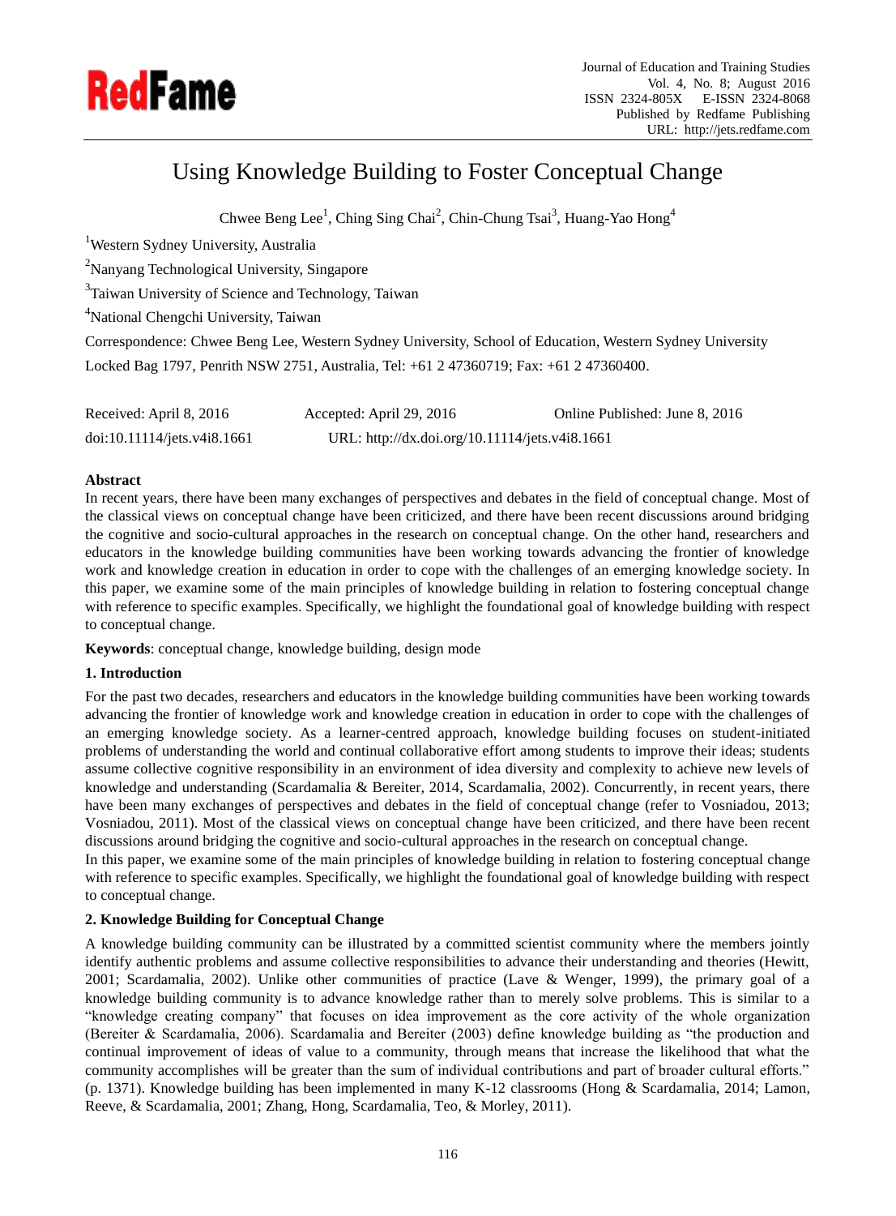# Using Knowledge Building to Foster Conceptual Change

Chwee Beng Lee[1], Ching Sing Chai[2], Chin-Chung Tsai[3], Huang-Yao Hong[4]

[1]Western Sydney University, Australia

[2]Nanyang Technological University, Singapore

[3]Taiwan University of Science and Technology, Taiwan

[4]National Chengchi University, Taiwan

Correspondence: Chwee Beng Lee, Western Sydney University, School of Education, Western Sydney University Locked Bag 1797, Penrith NSW 2751, Australia, Tel: +61 2 47360719; Fax: +61 2 47360400.

Received: April 8, 2016 Accepted: April 29, 2016 Online Published: June 8, 2016

doi:10.11114/jets.v4i8.1661 URL: http://dx.doi.org/10.11114/jets.v4i8.1661

**Abstract**

In recent years, there have been many exchanges of perspectives and debates in the field of conceptual change. Most of the classical views on conceptual change have been criticized, and there have been recent discussions around bridging the cognitive and socio-cultural approaches in the research on conceptual change. On the other hand, researchers and educators in the knowledge building communities have been working towards advancing the frontier of knowledge work and knowledge creation in education in order to cope with the challenges of an emerging knowledge society. In this paper, we examine some of the main principles of knowledge building in relation to fostering conceptual change with reference to specific examples. Specifically, we highlight the foundational goal of knowledge building with respect to conceptual change.

**Keywords**: conceptual change, knowledge building, design mode

## 1. Introduction

For the past two decades, researchers and educators in the knowledge building communities have been working towards advancing the frontier of knowledge work and knowledge creation in education in order to cope with the challenges of an emerging knowledge society. As a learner-centred approach, knowledge building focuses on student-initiated problems of understanding the world and continual collaborative effort among students to improve their ideas; students assume collective cognitive responsibility in an environment of idea diversity and complexity to achieve new levels of knowledge and understanding (Scardamalia & Bereiter, 2014, Scardamalia, 2002). Concurrently, in recent years, there have been many exchanges of perspectives and debates in the field of conceptual change (refer to Vosniadou, 2013; Vosniadou, 2011). Most of the classical views on conceptual change have been criticized, and there have been recent discussions around bridging the cognitive and socio-cultural approaches in the research on conceptual change.

In this paper, we examine some of the main principles of knowledge building in relation to fostering conceptual change with reference to specific examples. Specifically, we highlight the foundational goal of knowledge building with respect to conceptual change.

## 2. Knowledge Building for Conceptual Change

A knowledge building community can be illustrated by a committed scientist community where the members jointly identify authentic problems and assume collective responsibilities to advance their understanding and theories (Hewitt, 2001; Scardamalia, 2002). Unlike other communities of practice (Lave & Wenger, 1999), the primary goal of a knowledge building community is to advance knowledge rather than to merely solve problems. This is similar to a "knowledge creating company" that focuses on idea improvement as the core activity of the whole organization (Bereiter & Scardamalia, 2006). Scardamalia and Bereiter (2003) define knowledge building as "the production and continual improvement of ideas of value to a community, through means that increase the likelihood that what the community accomplishes will be greater than the sum of individual contributions and part of broader cultural efforts." (p. 1371). Knowledge building has been implemented in many K-12 classrooms (Hong & Scardamalia, 2014; Lamon, Reeve, & Scardamalia, 2001; Zhang, Hong, Scardamalia, Teo, & Morley, 2011).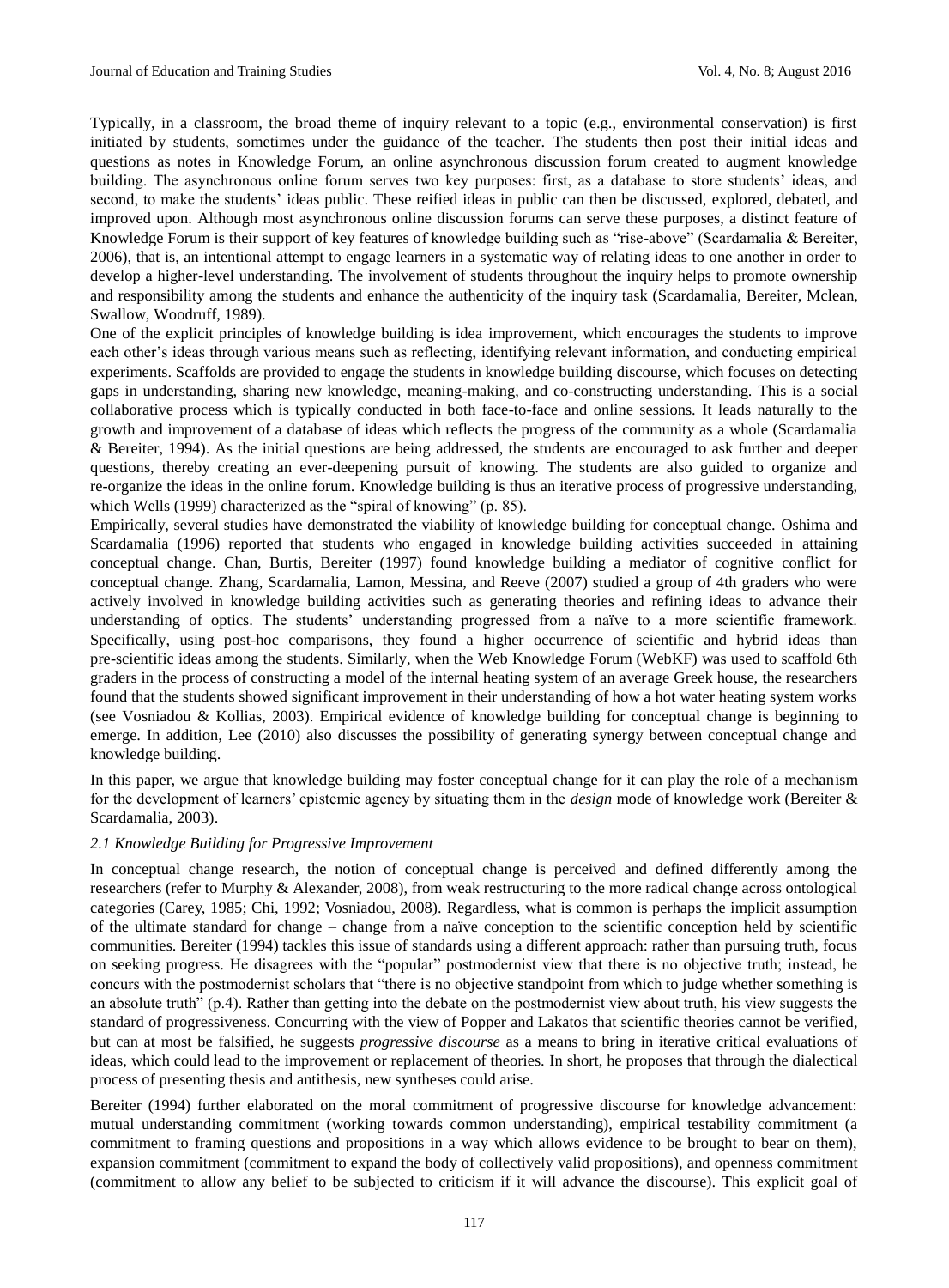Typically, in a classroom, the broad theme of inquiry relevant to a topic (e.g., environmental conservation) is first initiated by students, sometimes under the guidance of the teacher. The students then post their initial ideas and questions as notes in Knowledge Forum, an online asynchronous discussion forum created to augment knowledge building. The asynchronous online forum serves two key purposes: first, as a database to store students' ideas, and second, to make the students' ideas public. These reified ideas in public can then be discussed, explored, debated, and improved upon. Although most asynchronous online discussion forums can serve these purposes, a distinct feature of Knowledge Forum is their support of key features of knowledge building such as "rise-above" (Scardamalia & Bereiter, 2006), that is, an intentional attempt to engage learners in a systematic way of relating ideas to one another in order to develop a higher-level understanding. The involvement of students throughout the inquiry helps to promote ownership and responsibility among the students and enhance the authenticity of the inquiry task (Scardamalia, Bereiter, Mclean, Swallow, Woodruff, 1989).

One of the explicit principles of knowledge building is idea improvement, which encourages the students to improve each other's ideas through various means such as reflecting, identifying relevant information, and conducting empirical experiments. Scaffolds are provided to engage the students in knowledge building discourse, which focuses on detecting gaps in understanding, sharing new knowledge, meaning-making, and co-constructing understanding. This is a social collaborative process which is typically conducted in both face-to-face and online sessions. It leads naturally to the growth and improvement of a database of ideas which reflects the progress of the community as a whole (Scardamalia & Bereiter, 1994). As the initial questions are being addressed, the students are encouraged to ask further and deeper questions, thereby creating an ever-deepening pursuit of knowing. The students are also guided to organize and re-organize the ideas in the online forum. Knowledge building is thus an iterative process of progressive understanding, which Wells (1999) characterized as the "spiral of knowing" (p. 85).

Empirically, several studies have demonstrated the viability of knowledge building for conceptual change. Oshima and Scardamalia (1996) reported that students who engaged in knowledge building activities succeeded in attaining conceptual change. Chan, Burtis, Bereiter (1997) found knowledge building a mediator of cognitive conflict for conceptual change. Zhang, Scardamalia, Lamon, Messina, and Reeve (2007) studied a group of 4th graders who were actively involved in knowledge building activities such as generating theories and refining ideas to advance their understanding of optics. The students' understanding progressed from a naïve to a more scientific framework. Specifically, using post-hoc comparisons, they found a higher occurrence of scientific and hybrid ideas than pre-scientific ideas among the students. Similarly, when the Web Knowledge Forum (WebKF) was used to scaffold 6th graders in the process of constructing a model of the internal heating system of an average Greek house, the researchers found that the students showed significant improvement in their understanding of how a hot water heating system works (see Vosniadou & Kollias, 2003). Empirical evidence of knowledge building for conceptual change is beginning to emerge. In addition, Lee (2010) also discusses the possibility of generating synergy between conceptual change and knowledge building.

In this paper, we argue that knowledge building may foster conceptual change for it can play the role of a mechanism for the development of learners' epistemic agency by situating them in the *design* mode of knowledge work (Bereiter & Scardamalia, 2003).

### *2.1 Knowledge Building for Progressive Improvement*

In conceptual change research, the notion of conceptual change is perceived and defined differently among the researchers (refer to Murphy & Alexander, 2008), from weak restructuring to the more radical change across ontological categories (Carey, 1985; Chi, 1992; Vosniadou, 2008). Regardless, what is common is perhaps the implicit assumption of the ultimate standard for change – change from a naïve conception to the scientific conception held by scientific communities. Bereiter (1994) tackles this issue of standards using a different approach: rather than pursuing truth, focus on seeking progress. He disagrees with the "popular" postmodernist view that there is no objective truth; instead, he concurs with the postmodernist scholars that "there is no objective standpoint from which to judge whether something is an absolute truth" (p.4). Rather than getting into the debate on the postmodernist view about truth, his view suggests the standard of progressiveness. Concurring with the view of Popper and Lakatos that scientific theories cannot be verified, but can at most be falsified, he suggests *progressive discourse* as a means to bring in iterative critical evaluations of ideas, which could lead to the improvement or replacement of theories. In short, he proposes that through the dialectical process of presenting thesis and antithesis, new syntheses could arise.

Bereiter (1994) further elaborated on the moral commitment of progressive discourse for knowledge advancement: mutual understanding commitment (working towards common understanding), empirical testability commitment (a commitment to framing questions and propositions in a way which allows evidence to be brought to bear on them), expansion commitment (commitment to expand the body of collectively valid propositions), and openness commitment (commitment to allow any belief to be subjected to criticism if it will advance the discourse). This explicit goal of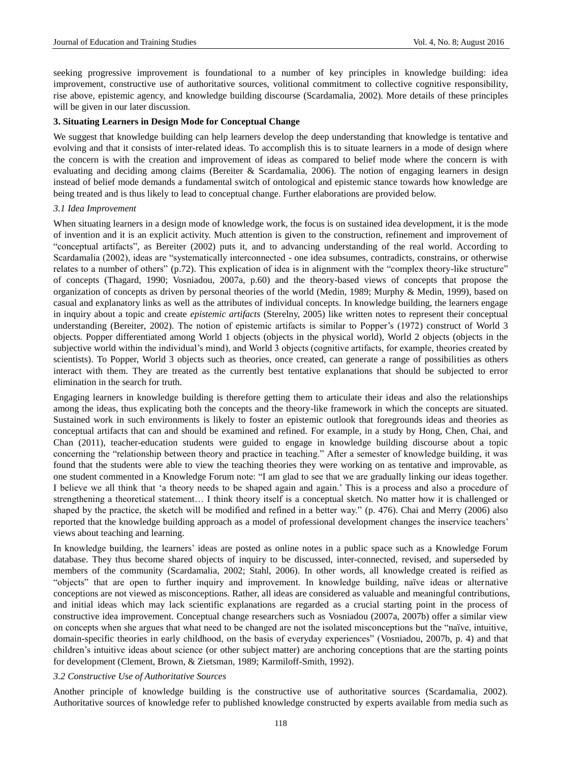seeking progressive improvement is foundational to a number of key principles in knowledge building: idea improvement, constructive use of authoritative sources, volitional commitment to collective cognitive responsibility, rise above, epistemic agency, and knowledge building discourse (Scardamalia, 2002). More details of these principles will be given in our later discussion.

## 3. Situating Learners in Design Mode for Conceptual Change

We suggest that knowledge building can help learners develop the deep understanding that knowledge is tentative and evolving and that it consists of inter-related ideas. To accomplish this is to situate learners in a mode of design where the concern is with the creation and improvement of ideas as compared to belief mode where the concern is with evaluating and deciding among claims (Bereiter & Scardamalia, 2006). The notion of engaging learners in design instead of belief mode demands a fundamental switch of ontological and epistemic stance towards how knowledge are being treated and is thus likely to lead to conceptual change. Further elaborations are provided below.

### *3.1 Idea Improvement*

When situating learners in a design mode of knowledge work, the focus is on sustained idea development, it is the mode of invention and it is an explicit activity. Much attention is given to the construction, refinement and improvement of "conceptual artifacts", as Bereiter (2002) puts it, and to advancing understanding of the real world. According to Scardamalia (2002), ideas are "systematically interconnected - one idea subsumes, contradicts, constrains, or otherwise relates to a number of others" (p.72). This explication of idea is in alignment with the "complex theory-like structure" of concepts (Thagard, 1990; Vosniadou, 2007a, p.60) and the theory-based views of concepts that propose the organization of concepts as driven by personal theories of the world (Medin, 1989; Murphy & Medin, 1999), based on casual and explanatory links as well as the attributes of individual concepts. In knowledge building, the learners engage in inquiry about a topic and create *epistemic artifacts* (Sterelny, 2005) like written notes to represent their conceptual understanding (Bereiter, 2002). The notion of epistemic artifacts is similar to Popper's (1972) construct of World 3 objects. Popper differentiated among World 1 objects (objects in the physical world), World 2 objects (objects in the subjective world within the individual's mind), and World 3 objects (cognitive artifacts, for example, theories created by scientists). To Popper, World 3 objects such as theories, once created, can generate a range of possibilities as others interact with them. They are treated as the currently best tentative explanations that should be subjected to error elimination in the search for truth.

Engaging learners in knowledge building is therefore getting them to articulate their ideas and also the relationships among the ideas, thus explicating both the concepts and the theory-like framework in which the concepts are situated. Sustained work in such environments is likely to foster an epistemic outlook that foregrounds ideas and theories as conceptual artifacts that can and should be examined and refined. For example, in a study by Hong, Chen, Chai, and Chan (2011), teacher-education students were guided to engage in knowledge building discourse about a topic concerning the "relationship between theory and practice in teaching." After a semester of knowledge building, it was found that the students were able to view the teaching theories they were working on as tentative and improvable, as one student commented in a Knowledge Forum note: "I am glad to see that we are gradually linking our ideas together. I believe we all think that 'a theory needs to be shaped again and again.' This is a process and also a procedure of strengthening a theoretical statement… I think theory itself is a conceptual sketch. No matter how it is challenged or shaped by the practice, the sketch will be modified and refined in a better way." (p. 476). Chai and Merry (2006) also reported that the knowledge building approach as a model of professional development changes the inservice teachers' views about teaching and learning.

In knowledge building, the learners' ideas are posted as online notes in a public space such as a Knowledge Forum database. They thus become shared objects of inquiry to be discussed, inter-connected, revised, and superseded by members of the community (Scardamalia, 2002; Stahl, 2006). In other words, all knowledge created is reified as "objects" that are open to further inquiry and improvement. In knowledge building, naïve ideas or alternative conceptions are not viewed as misconceptions. Rather, all ideas are considered as valuable and meaningful contributions, and initial ideas which may lack scientific explanations are regarded as a crucial starting point in the process of constructive idea improvement. Conceptual change researchers such as Vosniadou (2007a, 2007b) offer a similar view on concepts when she argues that what need to be changed are not the isolated misconceptions but the "naïve, intuitive, domain-specific theories in early childhood, on the basis of everyday experiences" (Vosniadou, 2007b, p. 4) and that children's intuitive ideas about science (or other subject matter) are anchoring conceptions that are the starting points for development (Clement, Brown, & Zietsman, 1989; Karmiloff-Smith, 1992).

### *3.2 Constructive Use of Authoritative Sources*

Another principle of knowledge building is the constructive use of authoritative sources (Scardamalia, 2002). Authoritative sources of knowledge refer to published knowledge constructed by experts available from media such as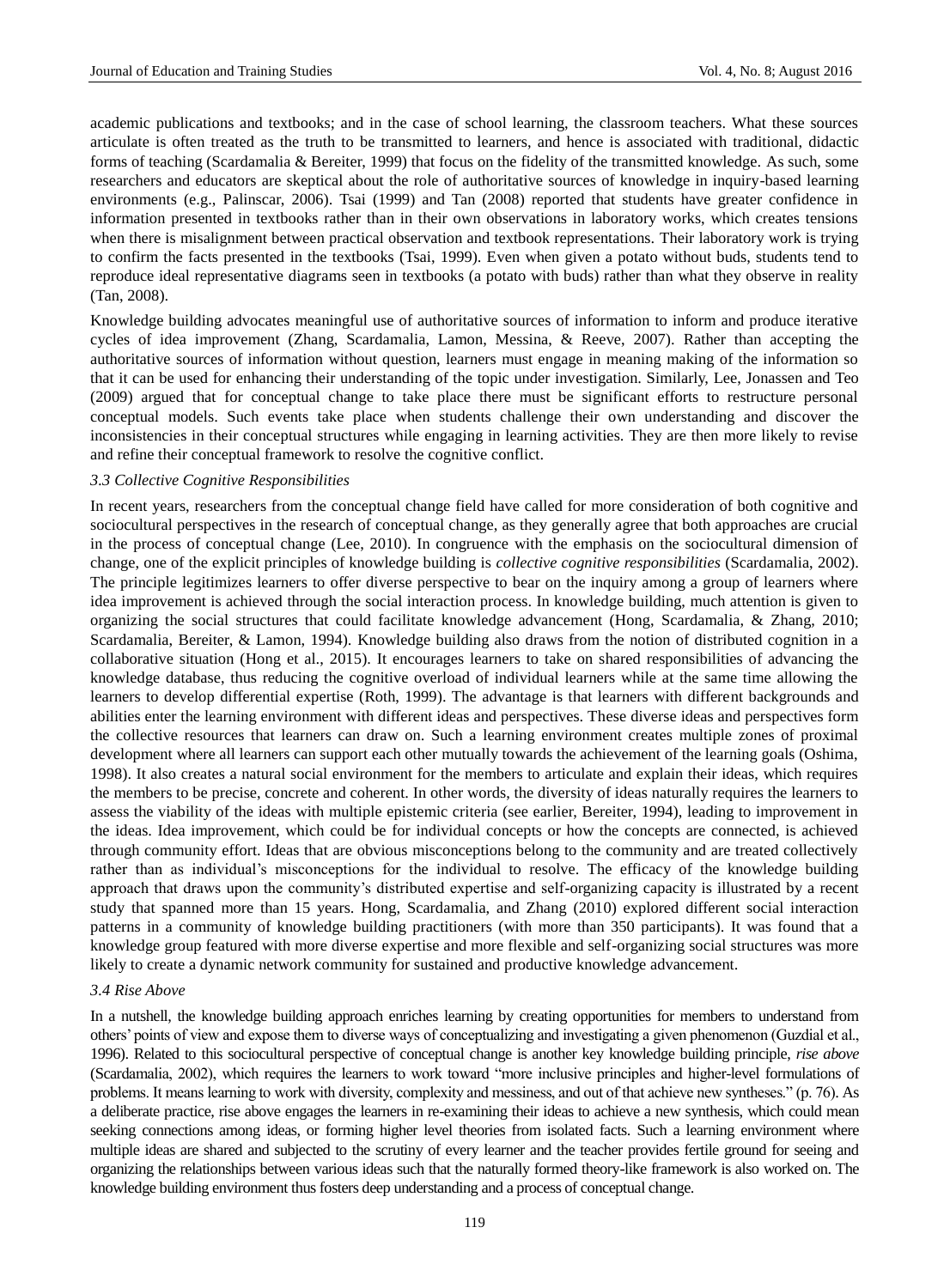academic publications and textbooks; and in the case of school learning, the classroom teachers. What these sources articulate is often treated as the truth to be transmitted to learners, and hence is associated with traditional, didactic forms of teaching (Scardamalia & Bereiter, 1999) that focus on the fidelity of the transmitted knowledge. As such, some researchers and educators are skeptical about the role of authoritative sources of knowledge in inquiry-based learning environments (e.g., Palinscar, 2006). Tsai (1999) and Tan (2008) reported that students have greater confidence in information presented in textbooks rather than in their own observations in laboratory works, which creates tensions when there is misalignment between practical observation and textbook representations. Their laboratory work is trying to confirm the facts presented in the textbooks (Tsai, 1999). Even when given a potato without buds, students tend to reproduce ideal representative diagrams seen in textbooks (a potato with buds) rather than what they observe in reality (Tan, 2008).

Knowledge building advocates meaningful use of authoritative sources of information to inform and produce iterative cycles of idea improvement (Zhang, Scardamalia, Lamon, Messina, & Reeve, 2007). Rather than accepting the authoritative sources of information without question, learners must engage in meaning making of the information so that it can be used for enhancing their understanding of the topic under investigation. Similarly, Lee, Jonassen and Teo (2009) argued that for conceptual change to take place there must be significant efforts to restructure personal conceptual models. Such events take place when students challenge their own understanding and discover the inconsistencies in their conceptual structures while engaging in learning activities. They are then more likely to revise and refine their conceptual framework to resolve the cognitive conflict.

### *3.3 Collective Cognitive Responsibilities*

In recent years, researchers from the conceptual change field have called for more consideration of both cognitive and sociocultural perspectives in the research of conceptual change, as they generally agree that both approaches are crucial in the process of conceptual change (Lee, 2010). In congruence with the emphasis on the sociocultural dimension of change, one of the explicit principles of knowledge building is *collective cognitive responsibilities* (Scardamalia, 2002). The principle legitimizes learners to offer diverse perspective to bear on the inquiry among a group of learners where idea improvement is achieved through the social interaction process. In knowledge building, much attention is given to organizing the social structures that could facilitate knowledge advancement (Hong, Scardamalia, & Zhang, 2010; Scardamalia, Bereiter, & Lamon, 1994). Knowledge building also draws from the notion of distributed cognition in a collaborative situation (Hong et al., 2015). It encourages learners to take on shared responsibilities of advancing the knowledge database, thus reducing the cognitive overload of individual learners while at the same time allowing the learners to develop differential expertise (Roth, 1999). The advantage is that learners with different backgrounds and abilities enter the learning environment with different ideas and perspectives. These diverse ideas and perspectives form the collective resources that learners can draw on. Such a learning environment creates multiple zones of proximal development where all learners can support each other mutually towards the achievement of the learning goals (Oshima, 1998). It also creates a natural social environment for the members to articulate and explain their ideas, which requires the members to be precise, concrete and coherent. In other words, the diversity of ideas naturally requires the learners to assess the viability of the ideas with multiple epistemic criteria (see earlier, Bereiter, 1994), leading to improvement in the ideas. Idea improvement, which could be for individual concepts or how the concepts are connected, is achieved through community effort. Ideas that are obvious misconceptions belong to the community and are treated collectively rather than as individual's misconceptions for the individual to resolve. The efficacy of the knowledge building approach that draws upon the community's distributed expertise and self-organizing capacity is illustrated by a recent study that spanned more than 15 years. Hong, Scardamalia, and Zhang (2010) explored different social interaction patterns in a community of knowledge building practitioners (with more than 350 participants). It was found that a knowledge group featured with more diverse expertise and more flexible and self-organizing social structures was more likely to create a dynamic network community for sustained and productive knowledge advancement.

### *3.4 Rise Above*

In a nutshell, the knowledge building approach enriches learning by creating opportunities for members to understand from others' points of view and expose them to diverse ways of conceptualizing and investigating a given phenomenon (Guzdial et al., 1996). Related to this sociocultural perspective of conceptual change is another key knowledge building principle, *rise above* (Scardamalia, 2002), which requires the learners to work toward "more inclusive principles and higher-level formulations of problems. It means learning to work with diversity, complexity and messiness, and out of that achieve new syntheses." (p. 76). As a deliberate practice, rise above engages the learners in re-examining their ideas to achieve a new synthesis, which could mean seeking connections among ideas, or forming higher level theories from isolated facts. Such a learning environment where multiple ideas are shared and subjected to the scrutiny of every learner and the teacher provides fertile ground for seeing and organizing the relationships between various ideas such that the naturally formed theory-like framework is also worked on. The knowledge building environment thus fosters deep understanding and a process of conceptual change.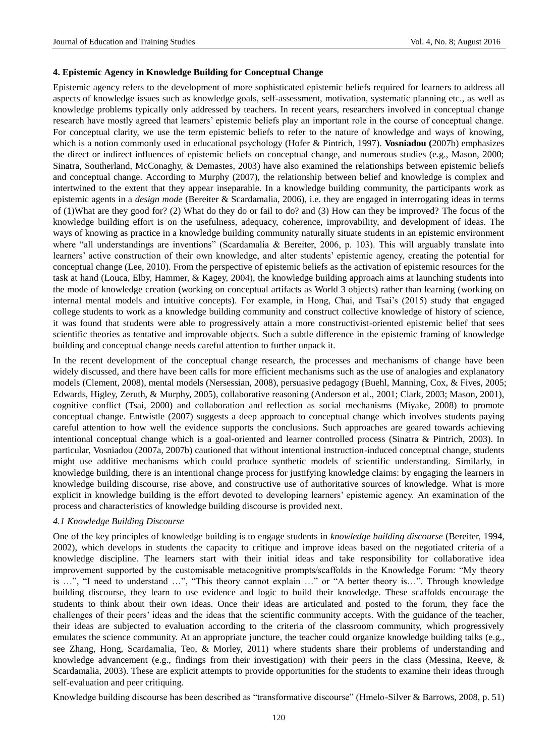### 4. Epistemic Agency in Knowledge Building for Conceptual Change

Epistemic agency refers to the development of more sophisticated epistemic beliefs required for learners to address all aspects of knowledge issues such as knowledge goals, self-assessment, motivation, systematic planning etc., as well as knowledge problems typically only addressed by teachers. In recent years, researchers involved in conceptual change research have mostly agreed that learners' epistemic beliefs play an important role in the course of conceptual change. For conceptual clarity, we use the term epistemic beliefs to refer to the nature of knowledge and ways of knowing, which is a notion commonly used in educational psychology (Hofer & Pintrich, 1997). **Vosniadou (**2007b) emphasizes the direct or indirect influences of epistemic beliefs on conceptual change, and numerous studies (e.g., Mason, 2000; Sinatra, Southerland, McConaghy, & Demastes, 2003) have also examined the relationships between epistemic beliefs and conceptual change. According to Murphy (2007), the relationship between belief and knowledge is complex and intertwined to the extent that they appear inseparable. In a knowledge building community, the participants work as epistemic agents in a *design mode* (Bereiter & Scardamalia, 2006), i.e. they are engaged in interrogating ideas in terms of (1)What are they good for? (2) What do they do or fail to do? and (3) How can they be improved? The focus of the knowledge building effort is on the usefulness, adequacy, coherence, improvability, and development of ideas. The ways of knowing as practice in a knowledge building community naturally situate students in an epistemic environment where "all understandings are inventions" (Scardamalia & Bereiter, 2006, p. 103). This will arguably translate into learners' active construction of their own knowledge, and alter students' epistemic agency, creating the potential for conceptual change (Lee, 2010). From the perspective of epistemic beliefs as the activation of epistemic resources for the task at hand (Louca, Elby, Hammer, & Kagey, 2004), the knowledge building approach aims at launching students into the mode of knowledge creation (working on conceptual artifacts as World 3 objects) rather than learning (working on internal mental models and intuitive concepts). For example, in Hong, Chai, and Tsai's (2015) study that engaged college students to work as a knowledge building community and construct collective knowledge of history of science, it was found that students were able to progressively attain a more constructivist-oriented epistemic belief that sees scientific theories as tentative and improvable objects. Such a subtle difference in the epistemic framing of knowledge building and conceptual change needs careful attention to further unpack it.

In the recent development of the conceptual change research, the processes and mechanisms of change have been widely discussed, and there have been calls for more efficient mechanisms such as the use of analogies and explanatory models (Clement, 2008), mental models (Nersessian, 2008), persuasive pedagogy (Buehl, Manning, Cox, & Fives, 2005; Edwards, Higley, Zeruth, & Murphy, 2005), collaborative reasoning (Anderson et al., 2001; Clark, 2003; Mason, 2001), cognitive conflict (Tsai, 2000) and collaboration and reflection as social mechanisms (Miyake, 2008) to promote conceptual change. Entwistle (2007) suggests a deep approach to conceptual change which involves students paying careful attention to how well the evidence supports the conclusions. Such approaches are geared towards achieving intentional conceptual change which is a goal-oriented and learner controlled process (Sinatra & Pintrich, 2003). In particular, Vosniadou (2007a, 2007b) cautioned that without intentional instruction-induced conceptual change, students might use additive mechanisms which could produce synthetic models of scientific understanding. Similarly, in knowledge building, there is an intentional change process for justifying knowledge claims: by engaging the learners in knowledge building discourse, rise above, and constructive use of authoritative sources of knowledge. What is more explicit in knowledge building is the effort devoted to developing learners' epistemic agency. An examination of the process and characteristics of knowledge building discourse is provided next.

#### *4.1 Knowledge Building Discourse*

One of the key principles of knowledge building is to engage students in *knowledge building discourse* (Bereiter, 1994, 2002), which develops in students the capacity to critique and improve ideas based on the negotiated criteria of a knowledge discipline. The learners start with their initial ideas and take responsibility for collaborative idea improvement supported by the customisable metacognitive prompts/scaffolds in the Knowledge Forum: "My theory is …", "I need to understand …", "This theory cannot explain …" or "A better theory is…". Through knowledge building discourse, they learn to use evidence and logic to build their knowledge. These scaffolds encourage the students to think about their own ideas. Once their ideas are articulated and posted to the forum, they face the challenges of their peers' ideas and the ideas that the scientific community accepts. With the guidance of the teacher, their ideas are subjected to evaluation according to the criteria of the classroom community, which progressively emulates the science community. At an appropriate juncture, the teacher could organize knowledge building talks (e.g., see Zhang, Hong, Scardamalia, Teo, & Morley, 2011) where students share their problems of understanding and knowledge advancement (e.g., findings from their investigation) with their peers in the class (Messina, Reeve, & Scardamalia, 2003). These are explicit attempts to provide opportunities for the students to examine their ideas through self-evaluation and peer critiquing.

Knowledge building discourse has been described as "transformative discourse" (Hmelo-Silver & Barrows, 2008, p. 51)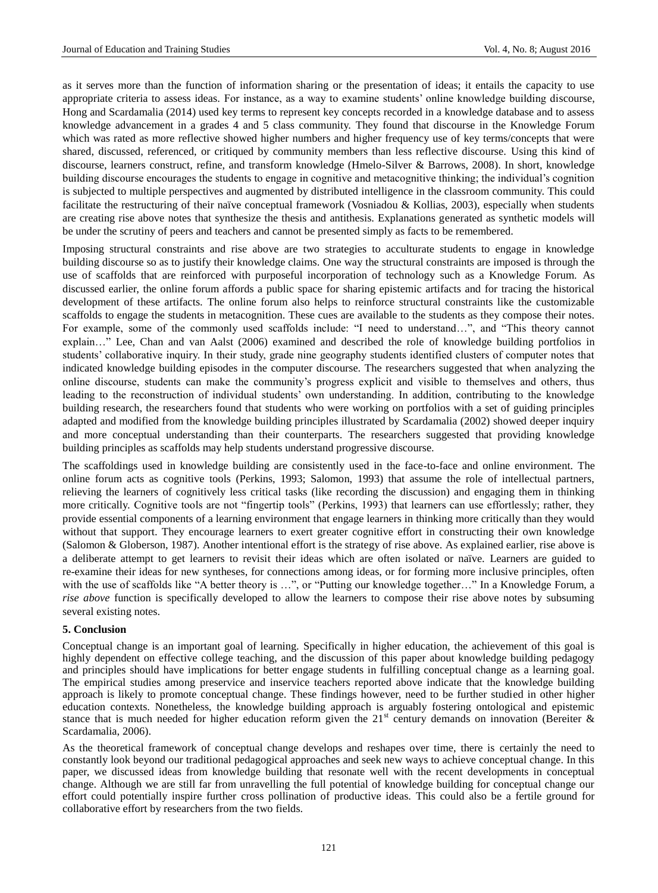as it serves more than the function of information sharing or the presentation of ideas; it entails the capacity to use appropriate criteria to assess ideas. For instance, as a way to examine students' online knowledge building discourse, Hong and Scardamalia (2014) used key terms to represent key concepts recorded in a knowledge database and to assess knowledge advancement in a grades 4 and 5 class community. They found that discourse in the Knowledge Forum which was rated as more reflective showed higher numbers and higher frequency use of key terms/concepts that were shared, discussed, referenced, or critiqued by community members than less reflective discourse. Using this kind of discourse, learners construct, refine, and transform knowledge (Hmelo-Silver & Barrows, 2008). In short, knowledge building discourse encourages the students to engage in cognitive and metacognitive thinking; the individual's cognition is subjected to multiple perspectives and augmented by distributed intelligence in the classroom community. This could facilitate the restructuring of their naïve conceptual framework (Vosniadou & Kollias, 2003), especially when students are creating rise above notes that synthesize the thesis and antithesis. Explanations generated as synthetic models will be under the scrutiny of peers and teachers and cannot be presented simply as facts to be remembered.

Imposing structural constraints and rise above are two strategies to acculturate students to engage in knowledge building discourse so as to justify their knowledge claims. One way the structural constraints are imposed is through the use of scaffolds that are reinforced with purposeful incorporation of technology such as a Knowledge Forum. As discussed earlier, the online forum affords a public space for sharing epistemic artifacts and for tracing the historical development of these artifacts. The online forum also helps to reinforce structural constraints like the customizable scaffolds to engage the students in metacognition. These cues are available to the students as they compose their notes. For example, some of the commonly used scaffolds include: "I need to understand…", and "This theory cannot explain…" Lee, Chan and van Aalst (2006) examined and described the role of knowledge building portfolios in students' collaborative inquiry. In their study, grade nine geography students identified clusters of computer notes that indicated knowledge building episodes in the computer discourse. The researchers suggested that when analyzing the online discourse, students can make the community's progress explicit and visible to themselves and others, thus leading to the reconstruction of individual students' own understanding. In addition, contributing to the knowledge building research, the researchers found that students who were working on portfolios with a set of guiding principles adapted and modified from the knowledge building principles illustrated by Scardamalia (2002) showed deeper inquiry and more conceptual understanding than their counterparts. The researchers suggested that providing knowledge building principles as scaffolds may help students understand progressive discourse.

The scaffoldings used in knowledge building are consistently used in the face-to-face and online environment. The online forum acts as cognitive tools (Perkins, 1993; Salomon, 1993) that assume the role of intellectual partners, relieving the learners of cognitively less critical tasks (like recording the discussion) and engaging them in thinking more critically. Cognitive tools are not "fingertip tools" (Perkins, 1993) that learners can use effortlessly; rather, they provide essential components of a learning environment that engage learners in thinking more critically than they would without that support. They encourage learners to exert greater cognitive effort in constructing their own knowledge (Salomon & Globerson, 1987). Another intentional effort is the strategy of rise above. As explained earlier, rise above is a deliberate attempt to get learners to revisit their ideas which are often isolated or naïve. Learners are guided to re-examine their ideas for new syntheses, for connections among ideas, or for forming more inclusive principles, often with the use of scaffolds like "A better theory is …", or "Putting our knowledge together…" In a Knowledge Forum, a *rise above* function is specifically developed to allow the learners to compose their rise above notes by subsuming several existing notes.

## 5. Conclusion

Conceptual change is an important goal of learning. Specifically in higher education, the achievement of this goal is highly dependent on effective college teaching, and the discussion of this paper about knowledge building pedagogy and principles should have implications for better engage students in fulfilling conceptual change as a learning goal. The empirical studies among preservice and inservice teachers reported above indicate that the knowledge building approach is likely to promote conceptual change. These findings however, need to be further studied in other higher education contexts. Nonetheless, the knowledge building approach is arguably fostering ontological and epistemic stance that is much needed for higher education reform given the 21st century demands on innovation (Bereiter & Scardamalia, 2006).

As the theoretical framework of conceptual change develops and reshapes over time, there is certainly the need to constantly look beyond our traditional pedagogical approaches and seek new ways to achieve conceptual change. In this paper, we discussed ideas from knowledge building that resonate well with the recent developments in conceptual change. Although we are still far from unravelling the full potential of knowledge building for conceptual change our effort could potentially inspire further cross pollination of productive ideas. This could also be a fertile ground for collaborative effort by researchers from the two fields.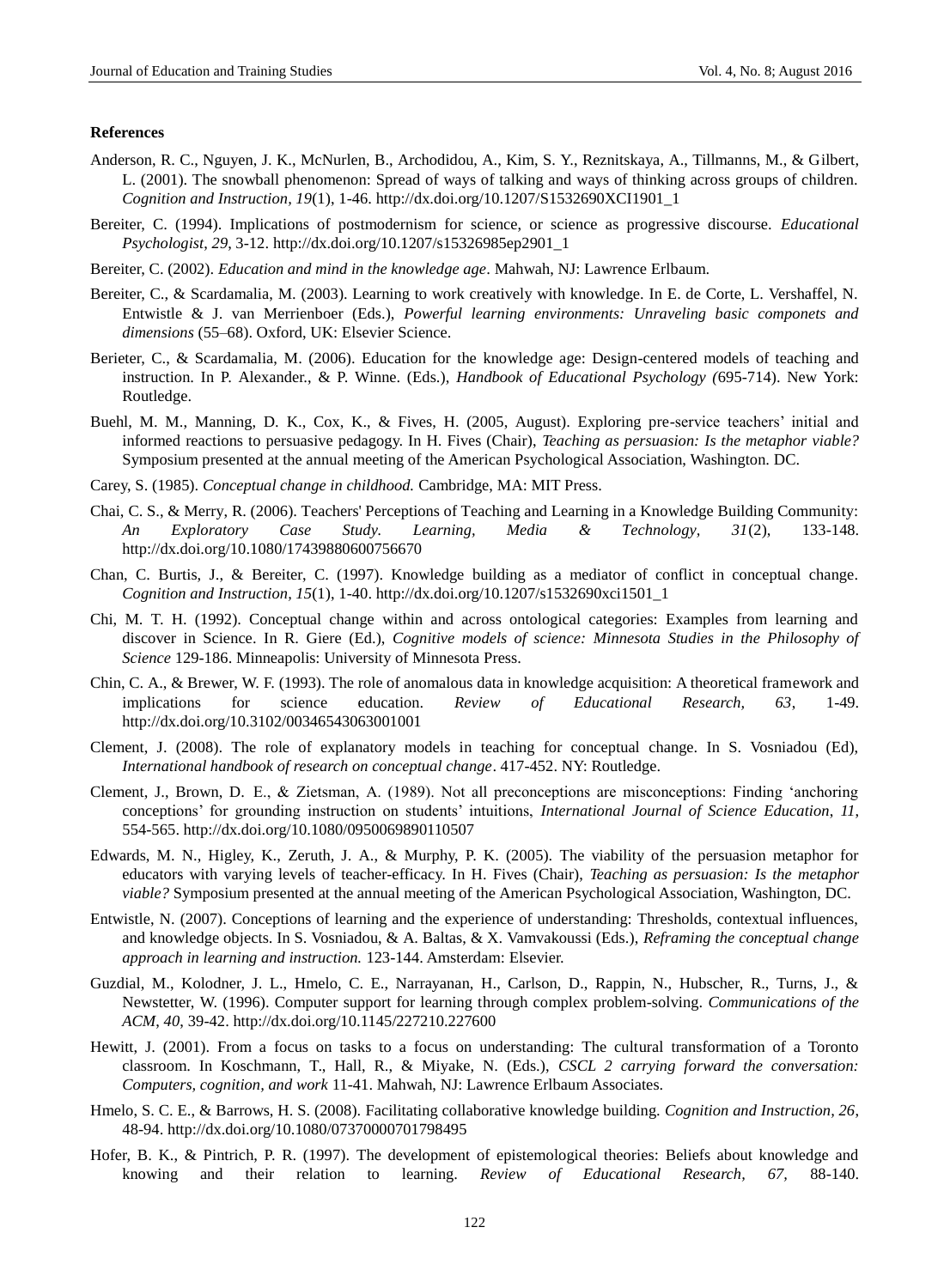**References**

Anderson, R. C., Nguyen, J. K., McNurlen, B., Archodidou, A., Kim, S. Y., Reznitskaya, A., Tillmanns, M., & Gilbert, L. (2001). The snowball phenomenon: Spread of ways of talking and ways of thinking across groups of children. *Cognition and Instruction, 19*(1), 1-46. http://dx.doi.org/10.1207/S1532690XCI1901_1

Bereiter, C. (1994). Implications of postmodernism for science, or science as progressive discourse. *Educational Psychologist, 29*, 3-12. http://dx.doi.org/10.1207/s15326985ep2901_1

Bereiter, C. (2002). *Education and mind in the knowledge age*. Mahwah, NJ: Lawrence Erlbaum.

Bereiter, C., & Scardamalia, M. (2003). Learning to work creatively with knowledge. In E. de Corte, L. Vershaffel, N. Entwistle & J. van Merrienboer (Eds.), *Powerful learning environments: Unraveling basic componets and dimensions* (55–68). Oxford, UK: Elsevier Science.

Berieter, C., & Scardamalia, M. (2006). Education for the knowledge age: Design-centered models of teaching and instruction. In P. Alexander., & P. Winne. (Eds.), *Handbook of Educational Psychology (*695-714). New York: Routledge.

Buehl, M. M., Manning, D. K., Cox, K., & Fives, H. (2005, August). Exploring pre-service teachers' initial and informed reactions to persuasive pedagogy. In H. Fives (Chair), *Teaching as persuasion: Is the metaphor viable?* Symposium presented at the annual meeting of the American Psychological Association, Washington. DC.

Carey, S. (1985). *Conceptual change in childhood.* Cambridge, MA: MIT Press.

Chai, C. S., & Merry, R. (2006). Teachers' Perceptions of Teaching and Learning in a Knowledge Building Community: *An Exploratory Case Study. Learning, Media & Technology, 31*(2), 133-148. http://dx.doi.org/10.1080/17439880600756670

Chan, C. Burtis, J., & Bereiter, C. (1997). Knowledge building as a mediator of conflict in conceptual change. *Cognition and Instruction, 15*(1), 1-40. http://dx.doi.org/10.1207/s1532690xci1501_1

Chi, M. T. H. (1992). Conceptual change within and across ontological categories: Examples from learning and discover in Science. In R. Giere (Ed.), *Cognitive models of science: Minnesota Studies in the Philosophy of Science* 129-186. Minneapolis: University of Minnesota Press.

Chin, C. A., & Brewer, W. F. (1993). The role of anomalous data in knowledge acquisition: A theoretical framework and implications for science education. *Review of Educational Research, 63*, 1-49. http://dx.doi.org/10.3102/00346543063001001

Clement, J. (2008). The role of explanatory models in teaching for conceptual change. In S. Vosniadou (Ed), *International handbook of research on conceptual change*. 417-452. NY: Routledge.

Clement, J., Brown, D. E., & Zietsman, A. (1989). Not all preconceptions are misconceptions: Finding 'anchoring conceptions' for grounding instruction on students' intuitions, *International Journal of Science Education, 11*, 554-565. http://dx.doi.org/10.1080/0950069890110507

Edwards, M. N., Higley, K., Zeruth, J. A., & Murphy, P. K. (2005). The viability of the persuasion metaphor for educators with varying levels of teacher-efficacy. In H. Fives (Chair), *Teaching as persuasion: Is the metaphor viable?* Symposium presented at the annual meeting of the American Psychological Association, Washington, DC.

Entwistle, N. (2007). Conceptions of learning and the experience of understanding: Thresholds, contextual influences, and knowledge objects. In S. Vosniadou, & A. Baltas, & X. Vamvakoussi (Eds.), *Reframing the conceptual change approach in learning and instruction.* 123-144. Amsterdam: Elsevier.

Guzdial, M., Kolodner, J. L., Hmelo, C. E., Narrayanan, H., Carlson, D., Rappin, N., Hubscher, R., Turns, J., & Newstetter, W. (1996). Computer support for learning through complex problem-solving. *Communications of the ACM, 40,* 39-42. http://dx.doi.org/10.1145/227210.227600

Hewitt, J. (2001). From a focus on tasks to a focus on understanding: The cultural transformation of a Toronto classroom. In Koschmann, T., Hall, R., & Miyake, N. (Eds.), *CSCL 2 carrying forward the conversation: Computers, cognition, and work* 11-41. Mahwah, NJ: Lawrence Erlbaum Associates.

Hmelo, S. C. E., & Barrows, H. S. (2008). Facilitating collaborative knowledge building. *Cognition and Instruction, 26*, 48-94. http://dx.doi.org/10.1080/07370000701798495

Hofer, B. K., & Pintrich, P. R. (1997). The development of epistemological theories: Beliefs about knowledge and knowing and their relation to learning. *Review of Educational Research, 67,* 88-140.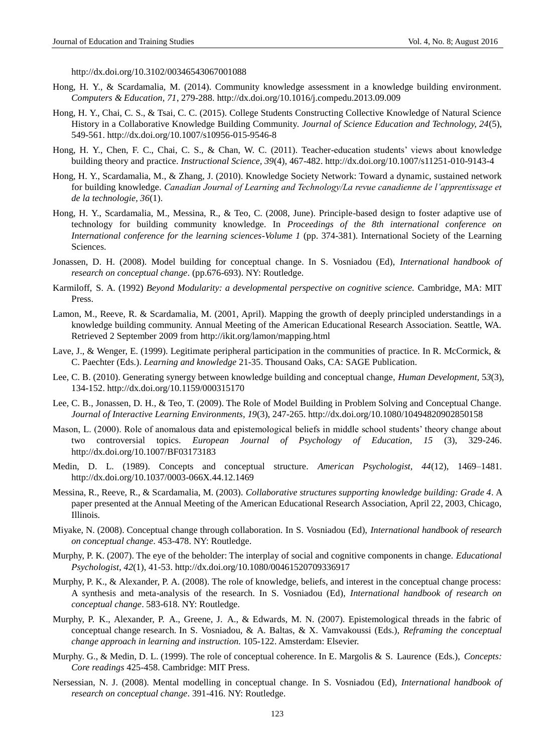http://dx.doi.org/10.3102/00346543067001088

Hong, H. Y., & Scardamalia, M. (2014). Community knowledge assessment in a knowledge building environment. *Computers & Education, 71*, 279-288. http://dx.doi.org/10.1016/j.compedu.2013.09.009

Hong, H. Y., Chai, C. S., & Tsai, C. C. (2015). College Students Constructing Collective Knowledge of Natural Science History in a Collaborative Knowledge Building Community. *Journal of Science Education and Technology, 24*(5), 549-561. http://dx.doi.org/10.1007/s10956-015-9546-8

Hong, H. Y., Chen, F. C., Chai, C. S., & Chan, W. C. (2011). Teacher-education students' views about knowledge building theory and practice. *Instructional Science, 39*(4), 467-482. http://dx.doi.org/10.1007/s11251-010-9143-4

Hong, H. Y., Scardamalia, M., & Zhang, J. (2010). Knowledge Society Network: Toward a dynamic, sustained network for building knowledge. *Canadian Journal of Learning and Technology/La revue canadienne de l'apprentissage et de la technologie, 36*(1).

Hong, H. Y., Scardamalia, M., Messina, R., & Teo, C. (2008, June). Principle-based design to foster adaptive use of technology for building community knowledge. In *Proceedings of the 8th international conference on International conference for the learning sciences-Volume 1* (pp. 374-381). International Society of the Learning Sciences.

Jonassen, D. H. (2008). Model building for conceptual change. In S. Vosniadou (Ed), *International handbook of research on conceptual change*. (pp.676-693). NY: Routledge.

Karmiloff, S. A. (1992) *Beyond Modularity: a developmental perspective on cognitive science.* Cambridge, MA: MIT Press.

Lamon, M., Reeve, R. & Scardamalia, M. (2001, April). Mapping the growth of deeply principled understandings in a knowledge building community. Annual Meeting of the American Educational Research Association. Seattle, WA. Retrieved 2 September 2009 from http://ikit.org/lamon/mapping.html

Lave, J., & Wenger, E. (1999). Legitimate peripheral participation in the communities of practice. In R. McCormick, & C. Paechter (Eds.). *Learning and knowledge* 21-35. Thousand Oaks, CA: SAGE Publication.

Lee, C. B. (2010). Generating synergy between knowledge building and conceptual change, *Human Development,* 5*3*(3), 134-152. http://dx.doi.org/10.1159/000315170

Lee, C. B., Jonassen, D. H., & Teo, T. (2009). The Role of Model Building in Problem Solving and Conceptual Change. *Journal of Interactive Learning Environments*, *19*(3), 247-265. http://dx.doi.org/10.1080/10494820902850158

Mason, L. (2000). Role of anomalous data and epistemological beliefs in middle school students' theory change about two controversial topics. *European Journal of Psychology of Education, 15* (3), 329-246. http://dx.doi.org/10.1007/BF03173183

Medin, D. L. (1989). Concepts and conceptual structure. *American Psychologist*, *44*(12), 1469–1481. http://dx.doi.org/10.1037/0003-066X.44.12.1469

Messina, R., Reeve, R., & Scardamalia, M. (2003). *Collaborative structures supporting knowledge building: Grade 4*. A paper presented at the Annual Meeting of the American Educational Research Association, April 22, 2003, Chicago, Illinois.

Miyake, N. (2008). Conceptual change through collaboration. In S. Vosniadou (Ed), *International handbook of research on conceptual change*. 453-478. NY: Routledge.

Murphy, P. K. (2007). The eye of the beholder: The interplay of social and cognitive components in change. *Educational Psychologist, 42*(1), 41-53. http://dx.doi.org/10.1080/00461520709336917

Murphy, P. K., & Alexander, P. A. (2008). The role of knowledge, beliefs, and interest in the conceptual change process: A synthesis and meta-analysis of the research. In S. Vosniadou (Ed), *International handbook of research on conceptual change*. 583-618. NY: Routledge.

Murphy, P. K., Alexander, P. A., Greene, J. A., & Edwards, M. N. (2007). Epistemological threads in the fabric of conceptual change research. In S. Vosniadou, & A. Baltas, & X. Vamvakoussi (Eds.), *Reframing the conceptual change approach in learning and instruction.* 105-122. Amsterdam: Elsevier.

Murphy. G., & Medin, D. L. (1999). The role of conceptual coherence. In E. Margolis & S. Laurence (Eds.), *Concepts: Core readings* 425-458. Cambridge: MIT Press.

Nersessian, N. J. (2008). Mental modelling in conceptual change. In S. Vosniadou (Ed), *International handbook of research on conceptual change*. 391-416. NY: Routledge.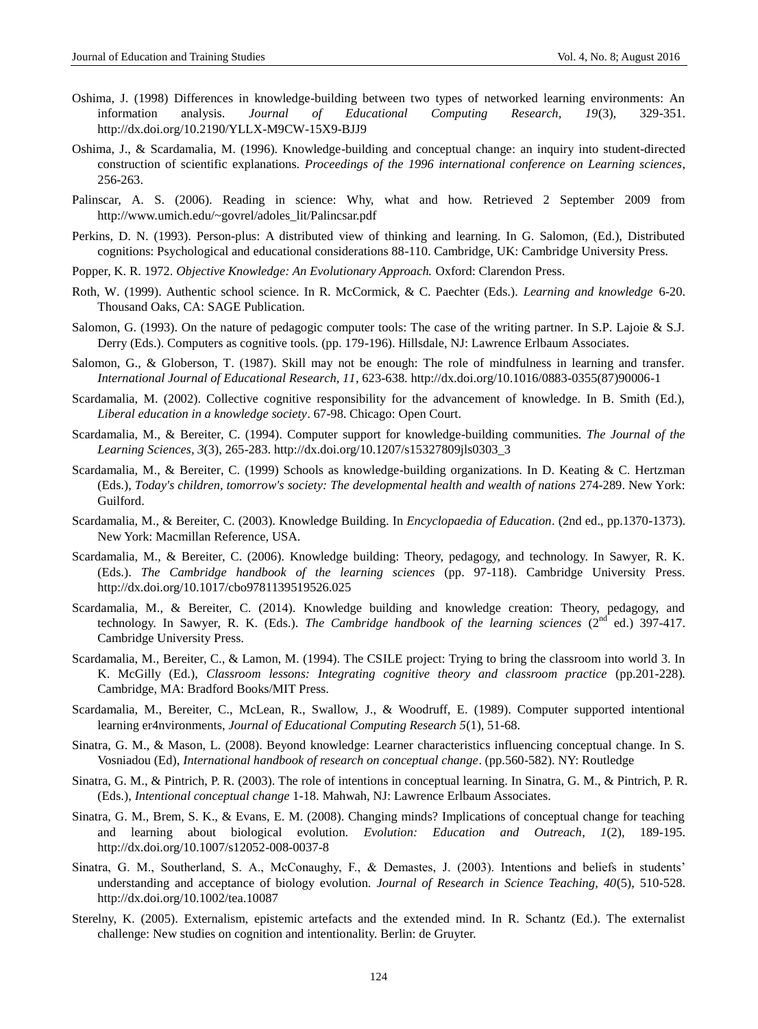Oshima, J. (1998) Differences in knowledge-building between two types of networked learning environments: An information analysis. *Journal of Educational Computing Research, 19*(3), 329-351. http://dx.doi.org/10.2190/YLLX-M9CW-15X9-BJJ9

Oshima, J., & Scardamalia, M. (1996). Knowledge-building and conceptual change: an inquiry into student-directed construction of scientific explanations. *Proceedings of the 1996 international conference on Learning sciences*, 256-263.

Palinscar, A. S. (2006). Reading in science: Why, what and how. Retrieved 2 September 2009 from http://www.umich.edu/~govrel/adoles_lit/Palincsar.pdf

Perkins, D. N. (1993). Person-plus: A distributed view of thinking and learning. In G. Salomon, (Ed.), Distributed cognitions: Psychological and educational considerations 88-110. Cambridge, UK: Cambridge University Press.

Popper, K. R. 1972. *Objective Knowledge: An Evolutionary Approach.* Oxford: Clarendon Press.

Roth, W. (1999). Authentic school science. In R. McCormick, & C. Paechter (Eds.). *Learning and knowledge* 6-20. Thousand Oaks, CA: SAGE Publication.

Salomon, G. (1993). On the nature of pedagogic computer tools: The case of the writing partner. In S.P. Lajoie & S.J. Derry (Eds.). Computers as cognitive tools. (pp. 179-196). Hillsdale, NJ: Lawrence Erlbaum Associates.

Salomon, G., & Globerson, T. (1987). Skill may not be enough: The role of mindfulness in learning and transfer. *International Journal of Educational Research, 11*, 623-638. http://dx.doi.org/10.1016/0883-0355(87)90006-1

Scardamalia, M. (2002). Collective cognitive responsibility for the advancement of knowledge. In B. Smith (Ed.), *Liberal education in a knowledge society*. 67-98. Chicago: Open Court.

Scardamalia, M., & Bereiter, C. (1994). Computer support for knowledge-building communities. *The Journal of the Learning Sciences, 3*(3), 265-283. http://dx.doi.org/10.1207/s15327809jls0303_3

Scardamalia, M., & Bereiter, C. (1999) Schools as knowledge-building organizations. In D. Keating & C. Hertzman (Eds.), *Today's children, tomorrow's society: The developmental health and wealth of nations* 274-289. New York: Guilford.

Scardamalia, M., & Bereiter, C. (2003). Knowledge Building. In *Encyclopaedia of Education*. (2nd ed., pp.1370-1373). New York: Macmillan Reference, USA.

Scardamalia, M., & Bereiter, C. (2006). Knowledge building: Theory, pedagogy, and technology. In Sawyer, R. K. (Eds.). *The Cambridge handbook of the learning sciences* (pp. 97-118). Cambridge University Press. http://dx.doi.org/10.1017/cbo9781139519526.025

Scardamalia, M., & Bereiter, C. (2014). Knowledge building and knowledge creation: Theory, pedagogy, and technology. In Sawyer, R. K. (Eds.). *The Cambridge handbook of the learning sciences* (2nd ed.) 397-417. Cambridge University Press.

Scardamalia, M., Bereiter, C., & Lamon, M. (1994). The CSILE project: Trying to bring the classroom into world 3. In K. McGilly (Ed.), *Classroom lessons: Integrating cognitive theory and classroom practice* (pp.201-228). Cambridge, MA: Bradford Books/MIT Press.

Scardamalia, M., Bereiter, C., McLean, R., Swallow, J., & Woodruff, E. (1989). Computer supported intentional learning er4nvironments, *Journal of Educational Computing Research 5*(1), 51-68.

Sinatra, G. M., & Mason, L. (2008). Beyond knowledge: Learner characteristics influencing conceptual change. In S. Vosniadou (Ed), *International handbook of research on conceptual change*. (pp.560-582). NY: Routledge

Sinatra, G. M., & Pintrich, P. R. (2003). The role of intentions in conceptual learning. In Sinatra, G. M., & Pintrich, P. R. (Eds.), *Intentional conceptual change* 1-18. Mahwah, NJ: Lawrence Erlbaum Associates.

Sinatra, G. M., Brem, S. K., & Evans, E. M. (2008). Changing minds? Implications of conceptual change for teaching and learning about biological evolution. *Evolution: Education and Outreach*, *1*(2), 189-195. http://dx.doi.org/10.1007/s12052-008-0037-8

Sinatra, G. M., Southerland, S. A., McConaughy, F., & Demastes, J. (2003). Intentions and beliefs in students' understanding and acceptance of biology evolution. *Journal of Research in Science Teaching, 40*(5), 510-528. http://dx.doi.org/10.1002/tea.10087

Sterelny, K. (2005). Externalism, epistemic artefacts and the extended mind. In R. Schantz (Ed.). The externalist challenge: New studies on cognition and intentionality. Berlin: de Gruyter.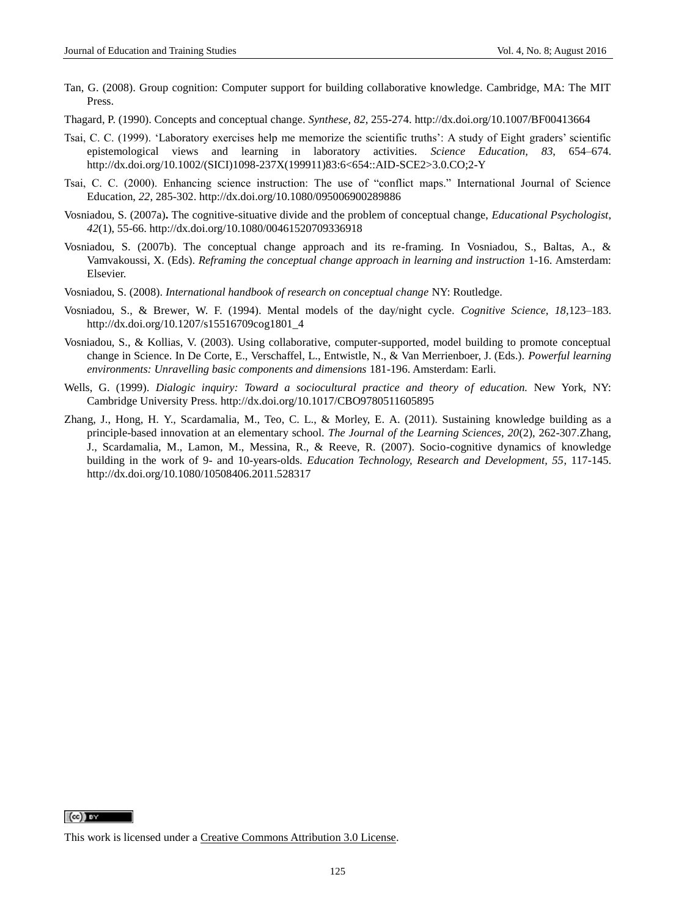Tan, G. (2008). Group cognition: Computer support for building collaborative knowledge. Cambridge, MA: The MIT Press.

Thagard, P. (1990). Concepts and conceptual change. *Synthese, 82*, 255-274. http://dx.doi.org/10.1007/BF00413664

Tsai, C. C. (1999). 'Laboratory exercises help me memorize the scientific truths': A study of Eight graders' scientific epistemological views and learning in laboratory activities. *Science Education*, *83*, 654–674. http://dx.doi.org/10.1002/(SICI)1098-237X(199911)83:6<654::AID-SCE2>3.0.CO;2-Y

Tsai, C. C. (2000). Enhancing science instruction: The use of "conflict maps." International Journal of Science Education, *22*, 285-302. http://dx.doi.org/10.1080/095006900289886

Vosniadou, S. (2007a)**.** The cognitive-situative divide and the problem of conceptual change, *Educational Psychologist*, *42*(1), 55-66. http://dx.doi.org/10.1080/00461520709336918

Vosniadou, S. (2007b). The conceptual change approach and its re-framing. In Vosniadou, S., Baltas, A., & Vamvakoussi, X. (Eds). *Reframing the conceptual change approach in learning and instruction* 1-16. Amsterdam: Elsevier.

Vosniadou, S. (2008). *International handbook of research on conceptual change* NY: Routledge.

Vosniadou, S., & Brewer, W. F. (1994). Mental models of the day/night cycle. *Cognitive Science*, *18,*123–183. http://dx.doi.org/10.1207/s15516709cog1801_4

Vosniadou, S., & Kollias, V. (2003). Using collaborative, computer-supported, model building to promote conceptual change in Science. In De Corte, E., Verschaffel, L., Entwistle, N., & Van Merrienboer, J. (Eds.). *Powerful learning environments: Unravelling basic components and dimensions* 181-196. Amsterdam: Earli.

Wells, G. (1999). *Dialogic inquiry: Toward a sociocultural practice and theory of education.* New York, NY: Cambridge University Press. http://dx.doi.org/10.1017/CBO9780511605895

Zhang, J., Hong, H. Y., Scardamalia, M., Teo, C. L., & Morley, E. A. (2011). Sustaining knowledge building as a principle-based innovation at an elementary school. *The Journal of the Learning Sciences*, *20*(2), 262-307.Zhang, J., Scardamalia, M., Lamon, M., Messina, R., & Reeve, R. (2007). Socio-cognitive dynamics of knowledge building in the work of 9- and 10-years-olds. *Education Technology, Research and Development, 55*, 117-145. http://dx.doi.org/10.1080/10508406.2011.528317

This work is licensed under a Creative Commons Attribution 3.0 License.